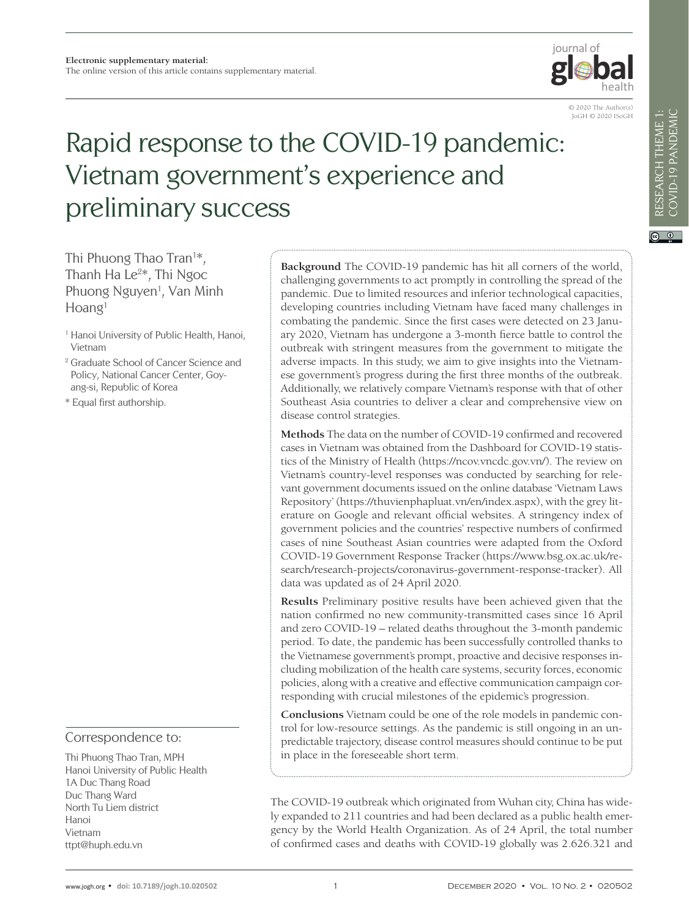**Electronic supplementary material:**
The online version of this article contains supplementary material.

© 2020 The Author(s)
JoGH © 2020 ISoGH

# Rapid response to the COVID-19 pandemic: Vietnam government's experience and preliminary success

Thi Phuong Thao Tran[1*], Thanh Ha Le[2*], Thi Ngoc Phuong Nguyen[1], Van Minh Hoang[1]

[1] Hanoi University of Public Health, Hanoi, Vietnam

[2] Graduate School of Cancer Science and Policy, National Cancer Center, Goyang-si, Republic of Korea

* Equal first authorship.

**Background** The COVID-19 pandemic has hit all corners of the world, challenging governments to act promptly in controlling the spread of the pandemic. Due to limited resources and inferior technological capacities, developing countries including Vietnam have faced many challenges in combating the pandemic. Since the first cases were detected on 23 January 2020, Vietnam has undergone a 3-month fierce battle to control the outbreak with stringent measures from the government to mitigate the adverse impacts. In this study, we aim to give insights into the Vietnamese government's progress during the first three months of the outbreak. Additionally, we relatively compare Vietnam's response with that of other Southeast Asia countries to deliver a clear and comprehensive view on disease control strategies.

**Methods** The data on the number of COVID-19 confirmed and recovered cases in Vietnam was obtained from the Dashboard for COVID-19 statistics of the Ministry of Health (https://ncov.vncdc.gov.vn/). The review on Vietnam's country-level responses was conducted by searching for relevant government documents issued on the online database 'Vietnam Laws Repository' (https://thuvienphapluat.vn/en/index.aspx), with the grey literature on Google and relevant official websites. A stringency index of government policies and the countries' respective numbers of confirmed cases of nine Southeast Asian countries were adapted from the Oxford COVID-19 Government Response Tracker (https://www.bsg.ox.ac.uk/research/research-projects/coronavirus-government-response-tracker). All data was updated as of 24 April 2020.

**Results** Preliminary positive results have been achieved given that the nation confirmed no new community-transmitted cases since 16 April and zero COVID-19 – related deaths throughout the 3-month pandemic period. To date, the pandemic has been successfully controlled thanks to the Vietnamese government's prompt, proactive and decisive responses including mobilization of the health care systems, security forces, economic policies, along with a creative and effective communication campaign corresponding with crucial milestones of the epidemic's progression.

**Conclusions** Vietnam could be one of the role models in pandemic control for low-resource settings. As the pandemic is still ongoing in an unpredictable trajectory, disease control measures should continue to be put in place in the foreseeable short term.

Correspondence to:

Thi Phuong Thao Tran, MPH
Hanoi University of Public Health
1A Duc Thang Road
Duc Thang Ward
North Tu Liem district
Hanoi
Vietnam
ttpt@huph.edu.vn

The COVID-19 outbreak which originated from Wuhan city, China has widely expanded to 211 countries and had been declared as a public health emergency by the World Health Organization. As of 24 April, the total number of confirmed cases and deaths with COVID-19 globally was 2.626.321 and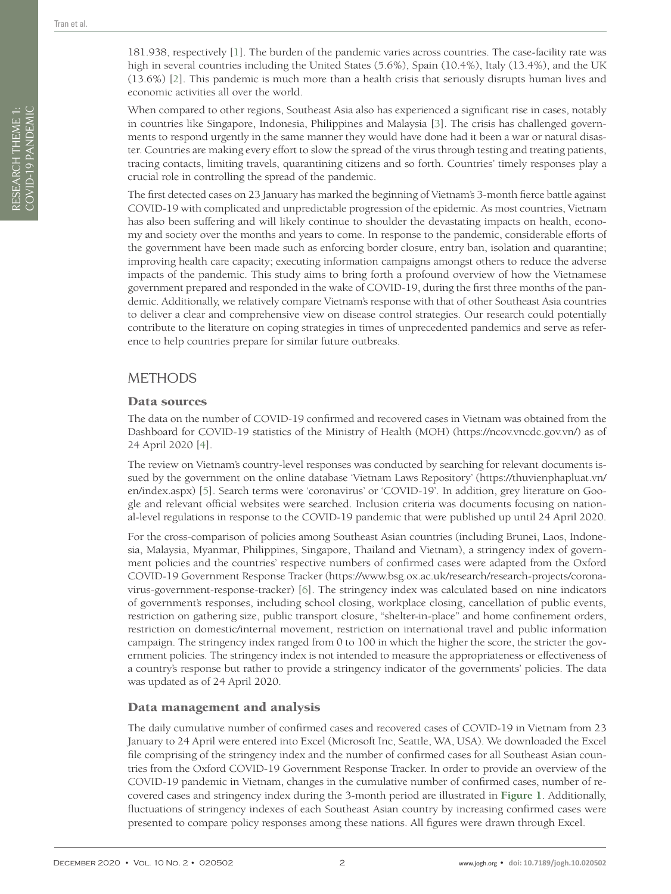181.938, respectively [1]. The burden of the pandemic varies across countries. The case-facility rate was high in several countries including the United States (5.6%), Spain (10.4%), Italy (13.4%), and the UK (13.6%) [2]. This pandemic is much more than a health crisis that seriously disrupts human lives and economic activities all over the world.

When compared to other regions, Southeast Asia also has experienced a significant rise in cases, notably in countries like Singapore, Indonesia, Philippines and Malaysia [3]. The crisis has challenged governments to respond urgently in the same manner they would have done had it been a war or natural disaster. Countries are making every effort to slow the spread of the virus through testing and treating patients, tracing contacts, limiting travels, quarantining citizens and so forth. Countries' timely responses play a crucial role in controlling the spread of the pandemic.

The first detected cases on 23 January has marked the beginning of Vietnam's 3-month fierce battle against COVID-19 with complicated and unpredictable progression of the epidemic. As most countries, Vietnam has also been suffering and will likely continue to shoulder the devastating impacts on health, economy and society over the months and years to come. In response to the pandemic, considerable efforts of the government have been made such as enforcing border closure, entry ban, isolation and quarantine; improving health care capacity; executing information campaigns amongst others to reduce the adverse impacts of the pandemic. This study aims to bring forth a profound overview of how the Vietnamese government prepared and responded in the wake of COVID-19, during the first three months of the pandemic. Additionally, we relatively compare Vietnam's response with that of other Southeast Asia countries to deliver a clear and comprehensive view on disease control strategies. Our research could potentially contribute to the literature on coping strategies in times of unprecedented pandemics and serve as reference to help countries prepare for similar future outbreaks.

## METHODS

### Data sources

The data on the number of COVID-19 confirmed and recovered cases in Vietnam was obtained from the Dashboard for COVID-19 statistics of the Ministry of Health (MOH) (https://ncov.vncdc.gov.vn/) as of 24 April 2020 [4].

The review on Vietnam's country-level responses was conducted by searching for relevant documents issued by the government on the online database 'Vietnam Laws Repository' (https://thuvienphapluat.vn/en/index.aspx) [5]. Search terms were 'coronavirus' or 'COVID-19'. In addition, grey literature on Google and relevant official websites were searched. Inclusion criteria was documents focusing on national-level regulations in response to the COVID-19 pandemic that were published up until 24 April 2020.

For the cross-comparison of policies among Southeast Asian countries (including Brunei, Laos, Indonesia, Malaysia, Myanmar, Philippines, Singapore, Thailand and Vietnam), a stringency index of government policies and the countries' respective numbers of confirmed cases were adapted from the Oxford COVID-19 Government Response Tracker (https://www.bsg.ox.ac.uk/research/research-projects/coronavirus-government-response-tracker) [6]. The stringency index was calculated based on nine indicators of government's responses, including school closing, workplace closing, cancellation of public events, restriction on gathering size, public transport closure, "shelter-in-place" and home confinement orders, restriction on domestic/internal movement, restriction on international travel and public information campaign. The stringency index ranged from 0 to 100 in which the higher the score, the stricter the government policies. The stringency index is not intended to measure the appropriateness or effectiveness of a country's response but rather to provide a stringency indicator of the governments' policies. The data was updated as of 24 April 2020.

### Data management and analysis

The daily cumulative number of confirmed cases and recovered cases of COVID-19 in Vietnam from 23 January to 24 April were entered into Excel (Microsoft Inc, Seattle, WA, USA). We downloaded the Excel file comprising of the stringency index and the number of confirmed cases for all Southeast Asian countries from the Oxford COVID-19 Government Response Tracker. In order to provide an overview of the COVID-19 pandemic in Vietnam, changes in the cumulative number of confirmed cases, number of recovered cases and stringency index during the 3-month period are illustrated in **Figure 1**. Additionally, fluctuations of stringency indexes of each Southeast Asian country by increasing confirmed cases were presented to compare policy responses among these nations. All figures were drawn through Excel.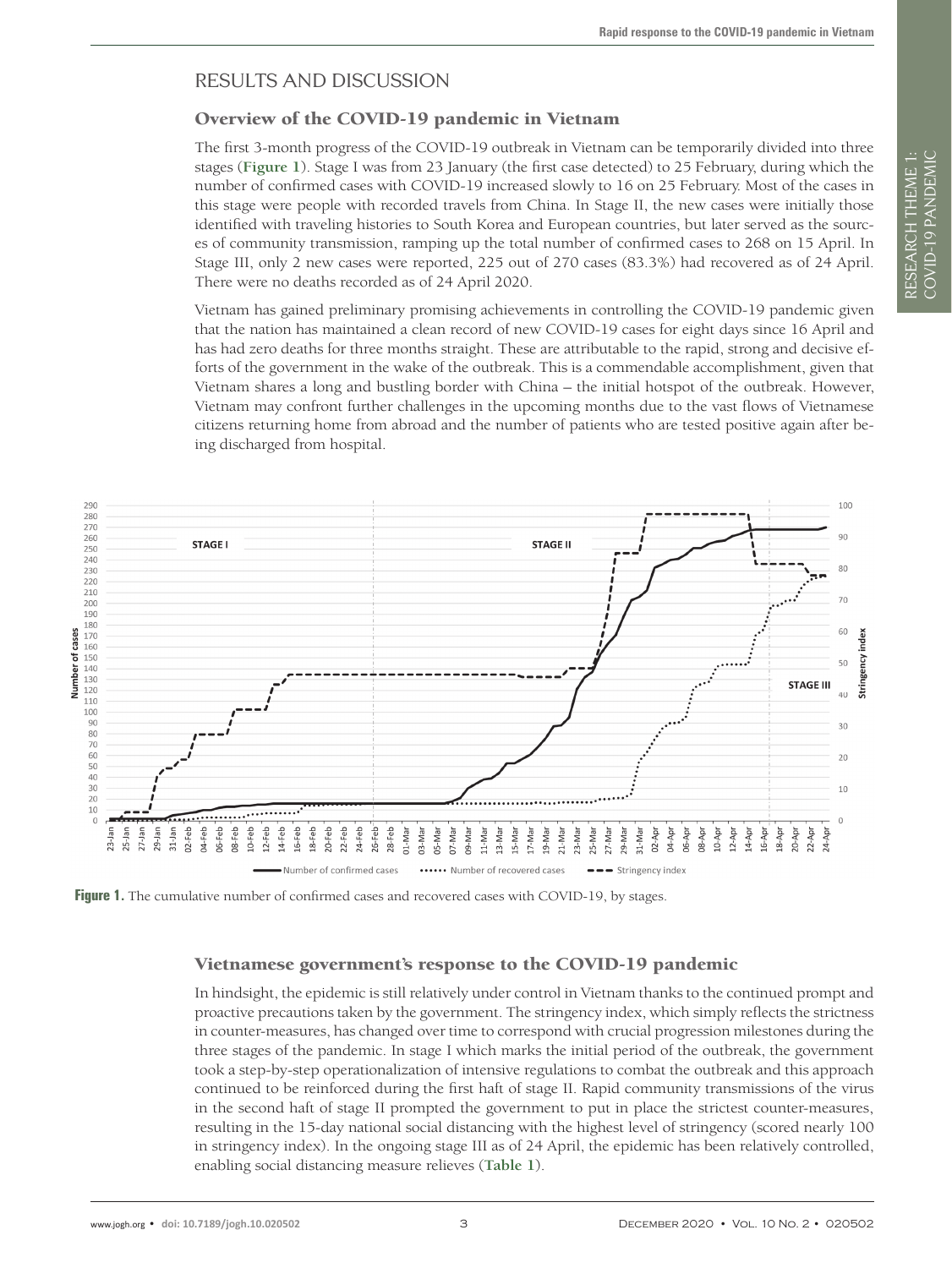## RESULTS AND DISCUSSION

### Overview of the COVID-19 pandemic in Vietnam

The first 3-month progress of the COVID-19 outbreak in Vietnam can be temporarily divided into three stages (**Figure 1**). Stage I was from 23 January (the first case detected) to 25 February, during which the number of confirmed cases with COVID-19 increased slowly to 16 on 25 February. Most of the cases in this stage were people with recorded travels from China. In Stage II, the new cases were initially those identified with traveling histories to South Korea and European countries, but later served as the sources of community transmission, ramping up the total number of confirmed cases to 268 on 15 April. In Stage III, only 2 new cases were reported, 225 out of 270 cases (83.3%) had recovered as of 24 April. There were no deaths recorded as of 24 April 2020.

Vietnam has gained preliminary promising achievements in controlling the COVID-19 pandemic given that the nation has maintained a clean record of new COVID-19 cases for eight days since 16 April and has had zero deaths for three months straight. These are attributable to the rapid, strong and decisive efforts of the government in the wake of the outbreak. This is a commendable accomplishment, given that Vietnam shares a long and bustling border with China – the initial hotspot of the outbreak. However, Vietnam may confront further challenges in the upcoming months due to the vast flows of Vietnamese citizens returning home from abroad and the number of patients who are tested positive again after being discharged from hospital.

**Figure 1.** The cumulative number of confirmed cases and recovered cases with COVID-19, by stages.

### Vietnamese government's response to the COVID-19 pandemic

In hindsight, the epidemic is still relatively under control in Vietnam thanks to the continued prompt and proactive precautions taken by the government. The stringency index, which simply reflects the strictness in counter-measures, has changed over time to correspond with crucial progression milestones during the three stages of the pandemic. In stage I which marks the initial period of the outbreak, the government took a step-by-step operationalization of intensive regulations to combat the outbreak and this approach continued to be reinforced during the first haft of stage II. Rapid community transmissions of the virus in the second haft of stage II prompted the government to put in place the strictest counter-measures, resulting in the 15-day national social distancing with the highest level of stringency (scored nearly 100 in stringency index). In the ongoing stage III as of 24 April, the epidemic has been relatively controlled, enabling social distancing measure relieves (**Table 1**).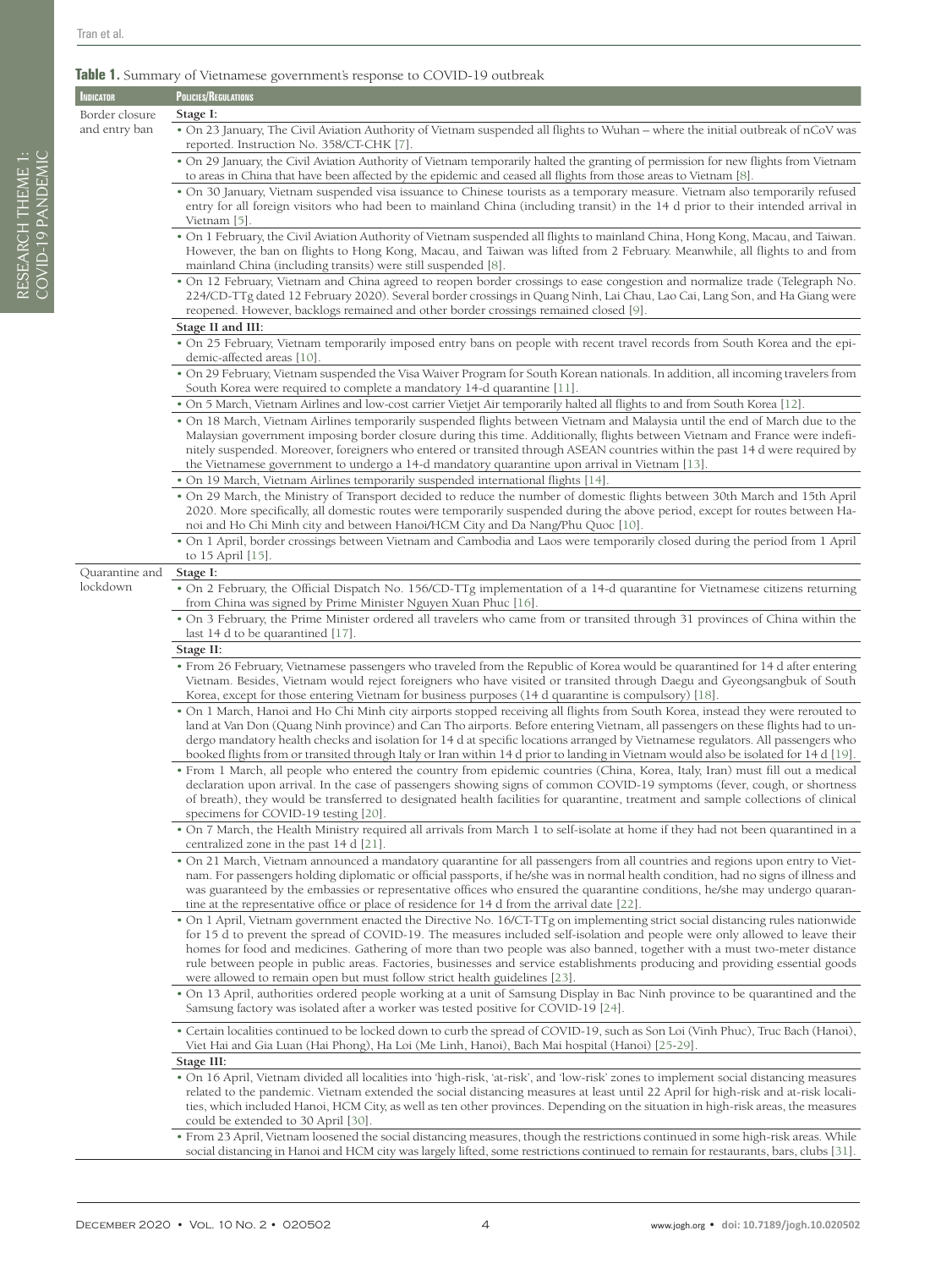**Table 1.** Summary of Vietnamese government's response to COVID-19 outbreak

| Indicator | Policies/Regulations |
|---|---|
| Border closure and entry ban | **Stage I:** |
| | • On 23 January, The Civil Aviation Authority of Vietnam suspended all flights to Wuhan – where the initial outbreak of nCoV was reported. Instruction No. 358/CT-CHK [7]. |
| | • On 29 January, the Civil Aviation Authority of Vietnam temporarily halted the granting of permission for new flights from Vietnam to areas in China that have been affected by the epidemic and ceased all flights from those areas to Vietnam [8]. |
| | • On 30 January, Vietnam suspended visa issuance to Chinese tourists as a temporary measure. Vietnam also temporarily refused entry for all foreign visitors who had been to mainland China (including transit) in the 14 d prior to their intended arrival in Vietnam [5]. |
| | • On 1 February, the Civil Aviation Authority of Vietnam suspended all flights to mainland China, Hong Kong, Macau, and Taiwan. However, the ban on flights to Hong Kong, Macau, and Taiwan was lifted from 2 February. Meanwhile, all flights to and from mainland China (including transits) were still suspended [8]. |
| | • On 12 February, Vietnam and China agreed to reopen border crossings to ease congestion and normalize trade (Telegraph No. 224/CD-TTg dated 12 February 2020). Several border crossings in Quang Ninh, Lai Chau, Lao Cai, Lang Son, and Ha Giang were reopened. However, backlogs remained and other border crossings remained closed [9]. |
| | **Stage II and III:** |
| | • On 25 February, Vietnam temporarily imposed entry bans on people with recent travel records from South Korea and the epidemic-affected areas [10]. |
| | • On 29 February, Vietnam suspended the Visa Waiver Program for South Korean nationals. In addition, all incoming travelers from South Korea were required to complete a mandatory 14-d quarantine [11]. |
| | • On 5 March, Vietnam Airlines and low-cost carrier Vietjet Air temporarily halted all flights to and from South Korea [12]. |
| | • On 18 March, Vietnam Airlines temporarily suspended flights between Vietnam and Malaysia until the end of March due to the Malaysian government imposing border closure during this time. Additionally, flights between Vietnam and France were indefinitely suspended. Moreover, foreigners who entered or transited through ASEAN countries within the past 14 d were required by the Vietnamese government to undergo a 14-d mandatory quarantine upon arrival in Vietnam [13]. |
| | • On 19 March, Vietnam Airlines temporarily suspended international flights [14]. |
| | • On 29 March, the Ministry of Transport decided to reduce the number of domestic flights between 30th March and 15th April 2020. More specifically, all domestic routes were temporarily suspended during the above period, except for routes between Hanoi and Ho Chi Minh city and between Hanoi/HCM City and Da Nang/Phu Quoc [10]. |
| | • On 1 April, border crossings between Vietnam and Cambodia and Laos were temporarily closed during the period from 1 April to 15 April [15]. |
| Quarantine and lockdown | **Stage I:** |
| | • On 2 February, the Official Dispatch No. 156/CD-TTg implementation of a 14-d quarantine for Vietnamese citizens returning from China was signed by Prime Minister Nguyen Xuan Phuc [16]. |
| | • On 3 February, the Prime Minister ordered all travelers who came from or transited through 31 provinces of China within the last 14 d to be quarantined [17]. |
| | **Stage II:** |
| | • From 26 February, Vietnamese passengers who traveled from the Republic of Korea would be quarantined for 14 d after entering Vietnam. Besides, Vietnam would reject foreigners who have visited or transited through Daegu and Gyeongsangbuk of South Korea, except for those entering Vietnam for business purposes (14 d quarantine is compulsory) [18]. |
| | • On 1 March, Hanoi and Ho Chi Minh city airports stopped receiving all flights from South Korea, instead they were rerouted to land at Van Don (Quang Ninh province) and Can Tho airports. Before entering Vietnam, all passengers on these flights had to undergo mandatory health checks and isolation for 14 d at specific locations arranged by Vietnamese regulators. All passengers who booked flights from or transited through Italy or Iran within 14 d prior to landing in Vietnam would also be isolated for 14 d [19]. |
| | • From 1 March, all people who entered the country from epidemic countries (China, Korea, Italy, Iran) must fill out a medical declaration upon arrival. In the case of passengers showing signs of common COVID-19 symptoms (fever, cough, or shortness of breath), they would be transferred to designated health facilities for quarantine, treatment and sample collections of clinical specimens for COVID-19 testing [20]. |
| | • On 7 March, the Health Ministry required all arrivals from March 1 to self-isolate at home if they had not been quarantined in a centralized zone in the past 14 d [21]. |
| | • On 21 March, Vietnam announced a mandatory quarantine for all passengers from all countries and regions upon entry to Vietnam. For passengers holding diplomatic or official passports, if he/she was in normal health condition, had no signs of illness and was guaranteed by the embassies or representative offices who ensured the quarantine conditions, he/she may undergo quarantine at the representative office or place of residence for 14 d from the arrival date [22]. |
| | • On 1 April, Vietnam government enacted the Directive No. 16/CT-TTg on implementing strict social distancing rules nationwide for 15 d to prevent the spread of COVID-19. The measures included self-isolation and people were only allowed to leave their homes for food and medicines. Gathering of more than two people was also banned, together with a must two-meter distance rule between people in public areas. Factories, businesses and service establishments producing and providing essential goods were allowed to remain open but must follow strict health guidelines [23]. |
| | • On 13 April, authorities ordered people working at a unit of Samsung Display in Bac Ninh province to be quarantined and the Samsung factory was isolated after a worker was tested positive for COVID-19 [24]. |
| | • Certain localities continued to be locked down to curb the spread of COVID-19, such as Son Loi (Vinh Phuc), Truc Bach (Hanoi), Viet Hai and Gia Luan (Hai Phong), Ha Loi (Me Linh, Hanoi), Bach Mai hospital (Hanoi) [25-29]. |
| | **Stage III:** |
| | • On 16 April, Vietnam divided all localities into 'high-risk, 'at-risk', and 'low-risk' zones to implement social distancing measures related to the pandemic. Vietnam extended the social distancing measures at least until 22 April for high-risk and at-risk localities, which included Hanoi, HCM City, as well as ten other provinces. Depending on the situation in high-risk areas, the measures could be extended to 30 April [30]. |
| | • From 23 April, Vietnam loosened the social distancing measures, though the restrictions continued in some high-risk areas. While social distancing in Hanoi and HCM city was largely lifted, some restrictions continued to remain for restaurants, bars, clubs [31]. |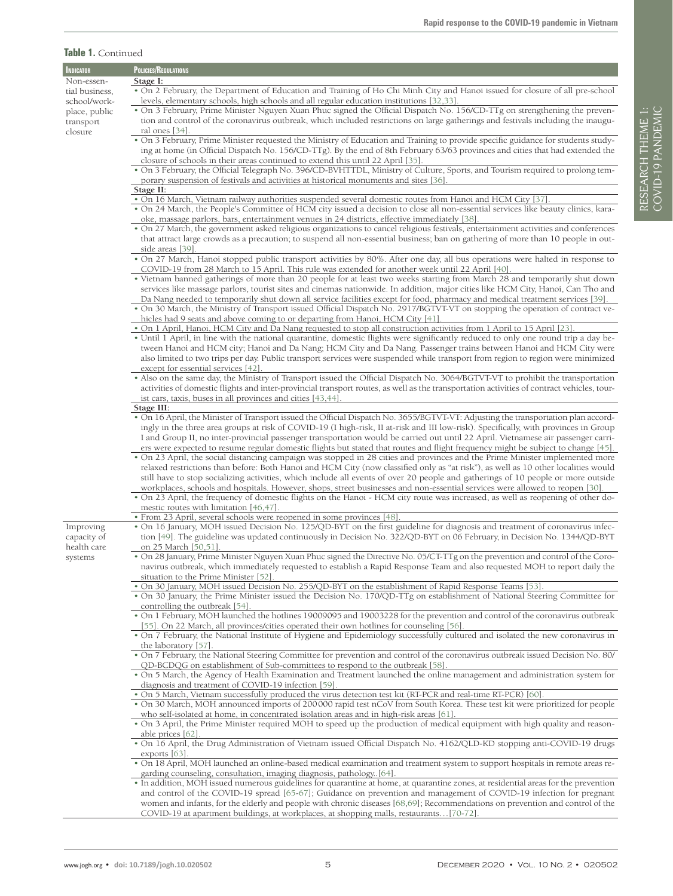**Table 1.** Continued

| Indicator | Policies/Regulations |
|---|---|
| Non-essential business, school/workplace, public transport closure | **Stage I:** |
| | • On 2 February, the Department of Education and Training of Ho Chi Minh City and Hanoi issued for closure of all pre-school levels, elementary schools, high schools and all regular education institutions [32,33]. |
| | • On 3 February, Prime Minister Nguyen Xuan Phuc signed the Official Dispatch No. 156/CD-TTg on strengthening the prevention and control of the coronavirus outbreak, which included restrictions on large gatherings and festivals including the inaugural ones [34]. |
| | • On 3 February, Prime Minister requested the Ministry of Education and Training to provide specific guidance for students studying at home (in Official Dispatch No. 156/CD-TTg). By the end of 8th February 63/63 provinces and cities that had extended the closure of schools in their areas continued to extend this until 22 April [35]. |
| | • On 3 February, the Official Telegraph No. 396/CD-BVHTTDL, Ministry of Culture, Sports, and Tourism required to prolong temporary suspension of festivals and activities at historical monuments and sites [36]. |
| | **Stage II:** |
| | • On 16 March, Vietnam railway authorities suspended several domestic routes from Hanoi and HCM City [37]. |
| | • On 24 March, the People's Committee of HCM city issued a decision to close all non-essential services like beauty clinics, karaoke, massage parlors, bars, entertainment venues in 24 districts, effective immediately [38]. |
| | • On 27 March, the government asked religious organizations to cancel religious festivals, entertainment activities and conferences that attract large crowds as a precaution; to suspend all non-essential business; ban on gathering of more than 10 people in outside areas [39]. |
| | • On 27 March, Hanoi stopped public transport activities by 80%. After one day, all bus operations were halted in response to COVID-19 from 28 March to 15 April. This rule was extended for another week until 22 April [40]. |
| | • Vietnam banned gatherings of more than 20 people for at least two weeks starting from March 28 and temporarily shut down services like massage parlors, tourist sites and cinemas nationwide. In addition, major cities like HCM City, Hanoi, Can Tho and Da Nang needed to temporarily shut down all service facilities except for food, pharmacy and medical treatment services [39]. |
| | • On 30 March, the Ministry of Transport issued Official Dispatch No. 2917/BGTVT-VT on stopping the operation of contract vehicles had 9 seats and above coming to or departing from Hanoi, HCM City [41]. |
| | • On 1 April, Hanoi, HCM City and Da Nang requested to stop all construction activities from 1 April to 15 April [23]. |
| | • Until 1 April, in line with the national quarantine, domestic flights were significantly reduced to only one round trip a day between Hanoi and HCM city; Hanoi and Da Nang; HCM City and Da Nang. Passenger trains between Hanoi and HCM City were also limited to two trips per day. Public transport services were suspended while transport from region to region were minimized except for essential services [42]. |
| | • Also on the same day, the Ministry of Transport issued the Official Dispatch No. 3064/BGTVT-VT to prohibit the transportation activities of domestic flights and inter-provincial transport routes, as well as the transportation activities of contract vehicles, tourist cars, taxis, buses in all provinces and cities [43,44]. |
| | **Stage III:** |
| | • On 16 April, the Minister of Transport issued the Official Dispatch No. 3655/BGTVT-VT: Adjusting the transportation plan accordingly in the three area groups at risk of COVID-19 (I high-risk, II at-risk and III low-risk). Specifically, with provinces in Group I and Group II, no inter-provincial passenger transportation would be carried out until 22 April. Vietnamese air passenger carriers were expected to resume regular domestic flights but stated that routes and flight frequency might be subject to change [45]. |
| | • On 23 April, the social distancing campaign was stopped in 28 cities and provinces and the Prime Minister implemented more relaxed restrictions than before: Both Hanoi and HCM City (now classified only as "at risk"), as well as 10 other localities would still have to stop socializing activities, which include all events of over 20 people and gatherings of 10 people or more outside workplaces, schools and hospitals. However, shops, street businesses and non-essential services were allowed to reopen [30]. |
| | • On 23 April, the frequency of domestic flights on the Hanoi - HCM city route was increased, as well as reopening of other domestic routes with limitation [46,47]. |
| | • From 23 April, several schools were reopened in some provinces [48]. |
| Improving capacity of health care systems | • On 16 January, MOH issued Decision No. 125/QD-BYT on the first guideline for diagnosis and treatment of coronavirus infection [49]. The guideline was updated continuously in Decision No. 322/QD-BYT on 06 February, in Decision No. 1344/QD-BYT on 25 March [50,51]. |
| | • On 28 January, Prime Minister Nguyen Xuan Phuc signed the Directive No. 05/CT-TTg on the prevention and control of the Coronavirus outbreak, which immediately requested to establish a Rapid Response Team and also requested MOH to report daily the situation to the Prime Minister [52]. |
| | • On 30 January, MOH issued Decision No. 255/QD-BYT on the establishment of Rapid Response Teams [53]. |
| | • On 30 January, the Prime Minister issued the Decision No. 170/QD-TTg on establishment of National Steering Committee for controlling the outbreak [54]. |
| | • On 1 February, MOH launched the hotlines 19009095 and 19003228 for the prevention and control of the coronavirus outbreak [55]. On 22 March, all provinces/cities operated their own hotlines for counseling [56]. |
| | • On 7 February, the National Institute of Hygiene and Epidemiology successfully cultured and isolated the new coronavirus in the laboratory [57]. |
| | • On 7 February, the National Steering Committee for prevention and control of the coronavirus outbreak issued Decision No. 80/QD-BCDQG on establishment of Sub-committees to respond to the outbreak [58]. |
| | • On 5 March, the Agency of Health Examination and Treatment launched the online management and administration system for diagnosis and treatment of COVID-19 infection [59]. |
| | • On 5 March, Vietnam successfully produced the virus detection test kit (RT-PCR and real-time RT-PCR) [60]. |
| | • On 30 March, MOH announced imports of 200000 rapid test nCoV from South Korea. These test kit were prioritized for people who self-isolated at home, in concentrated isolation areas and in high-risk areas [61]. |
| | • On 3 April, the Prime Minister required MOH to speed up the production of medical equipment with high quality and reasonable prices [62]. |
| | • On 16 April, the Drug Administration of Vietnam issued Official Dispatch No. 4162/QLD-KD stopping anti-COVID-19 drugs exports [63]. |
| | • On 18 April, MOH launched an online-based medical examination and treatment system to support hospitals in remote areas regarding counseling, consultation, imaging diagnosis, pathology..[64]. |
| | • In addition, MOH issued numerous guidelines for quarantine at home, at quarantine zones, at residential areas for the prevention and control of the COVID-19 spread [65-67]; Guidance on prevention and management of COVID-19 infection for pregnant women and infants, for the elderly and people with chronic diseases [68,69]; Recommendations on prevention and control of the COVID-19 at apartment buildings, at workplaces, at shopping malls, restaurants…[70-72]. |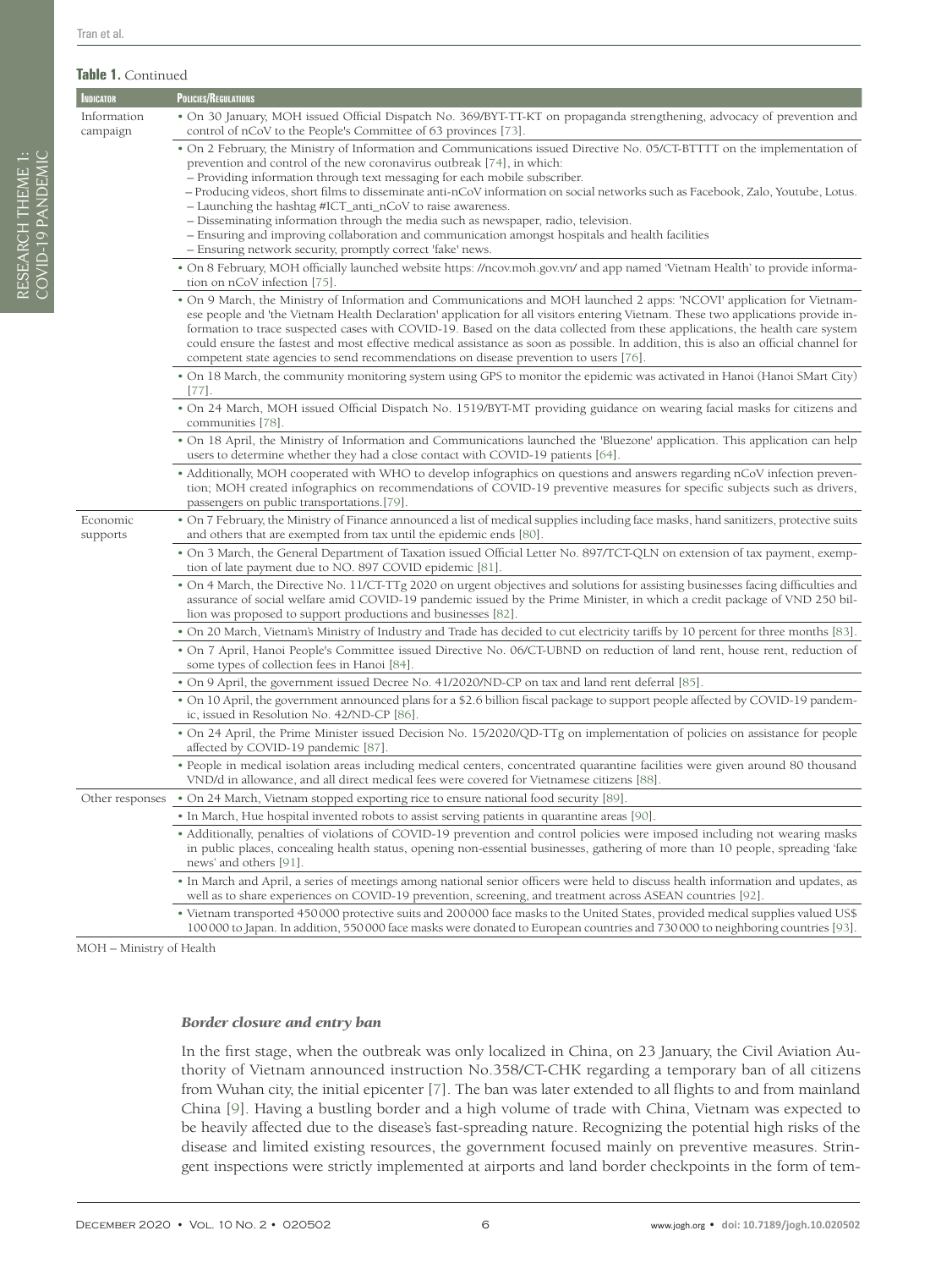**Table 1.** Continued

| Indicator | Policies/Regulations |
|---|---|
| Information campaign | • On 30 January, MOH issued Official Dispatch No. 369/BYT-TT-KT on propaganda strengthening, advocacy of prevention and control of nCoV to the People's Committee of 63 provinces [73]. |
| | • On 2 February, the Ministry of Information and Communications issued Directive No. 05/CT-BTTTT on the implementation of prevention and control of the new coronavirus outbreak [74], in which:<br>– Providing information through text messaging for each mobile subscriber.<br>– Producing videos, short films to disseminate anti-nCoV information on social networks such as Facebook, Zalo, Youtube, Lotus.<br>– Launching the hashtag #1CT_anti_nCoV to raise awareness.<br>– Disseminating information through the media such as newspaper, radio, television.<br>– Ensuring and improving collaboration and communication amongst hospitals and health facilities<br>– Ensuring network security, promptly correct 'fake' news. |
| | • On 8 February, MOH officially launched website https: //ncov.moh.gov.vn/ and app named 'Vietnam Health' to provide information on nCoV infection [75]. |
| | • On 9 March, the Ministry of Information and Communications and MOH launched 2 apps: 'NCOVI' application for Vietnamese people and 'the Vietnam Health Declaration' application for all visitors entering Vietnam. These two applications provide information to trace suspected cases with COVID-19. Based on the data collected from these applications, the health care system could ensure the fastest and most effective medical assistance as soon as possible. In addition, this is also an official channel for competent state agencies to send recommendations on disease prevention to users [76]. |
| | • On 18 March, the community monitoring system using GPS to monitor the epidemic was activated in Hanoi (Hanoi SMart City) [77]. |
| | • On 24 March, MOH issued Official Dispatch No. 1519/BYT-MT providing guidance on wearing facial masks for citizens and communities [78]. |
| | • On 18 April, the Ministry of Information and Communications launched the 'Bluezone' application. This application can help users to determine whether they had a close contact with COVID-19 patients [64]. |
| | • Additionally, MOH cooperated with WHO to develop infographics on questions and answers regarding nCoV infection prevention; MOH created infographics on recommendations of COVID-19 preventive measures for specific subjects such as drivers, passengers on public transportations.[79]. |
| Economic supports | • On 7 February, the Ministry of Finance announced a list of medical supplies including face masks, hand sanitizers, protective suits and others that are exempted from tax until the epidemic ends [80]. |
| | • On 3 March, the General Department of Taxation issued Official Letter No. 897/TCT-QLN on extension of tax payment, exemption of late payment due to NO. 897 COVID epidemic [81]. |
| | • On 4 March, the Directive No. 11/CT-TTg 2020 on urgent objectives and solutions for assisting businesses facing difficulties and assurance of social welfare amid COVID-19 pandemic issued by the Prime Minister, in which a credit package of VND 250 billion was proposed to support productions and businesses [82]. |
| | • On 20 March, Vietnam's Ministry of Industry and Trade has decided to cut electricity tariffs by 10 percent for three months [83]. |
| | • On 7 April, Hanoi People's Committee issued Directive No. 06/CT-UBND on reduction of land rent, house rent, reduction of some types of collection fees in Hanoi [84]. |
| | • On 9 April, the government issued Decree No. 41/2020/ND-CP on tax and land rent deferral [85]. |
| | • On 10 April, the government announced plans for a $2.6 billion fiscal package to support people affected by COVID-19 pandemic, issued in Resolution No. 42/ND-CP [86]. |
| | • On 24 April, the Prime Minister issued Decision No. 15/2020/QD-TTg on implementation of policies on assistance for people affected by COVID-19 pandemic [87]. |
| | • People in medical isolation areas including medical centers, concentrated quarantine facilities were given around 80 thousand VND/d in allowance, and all direct medical fees were covered for Vietnamese citizens [88]. |
| Other responses | • On 24 March, Vietnam stopped exporting rice to ensure national food security [89]. |
| | • In March, Hue hospital invented robots to assist serving patients in quarantine areas [90]. |
| | • Additionally, penalties of violations of COVID-19 prevention and control policies were imposed including not wearing masks in public places, concealing health status, opening non-essential businesses, gathering of more than 10 people, spreading 'fake news' and others [91]. |
| | • In March and April, a series of meetings among national senior officers were held to discuss health information and updates, as well as to share experiences on COVID-19 prevention, screening, and treatment across ASEAN countries [92]. |
| | • Vietnam transported 450 000 protective suits and 200 000 face masks to the United States, provided medical supplies valued US$ 100 000 to Japan. In addition, 550 000 face masks were donated to European countries and 730 000 to neighboring countries [93]. |

MOH – Ministry of Health

### *Border closure and entry ban*

In the first stage, when the outbreak was only localized in China, on 23 January, the Civil Aviation Authority of Vietnam announced instruction No.358/CT-CHK regarding a temporary ban of all citizens from Wuhan city, the initial epicenter [7]. The ban was later extended to all flights to and from mainland China [9]. Having a bustling border and a high volume of trade with China, Vietnam was expected to be heavily affected due to the disease's fast-spreading nature. Recognizing the potential high risks of the disease and limited existing resources, the government focused mainly on preventive measures. Stringent inspections were strictly implemented at airports and land border checkpoints in the form of tem-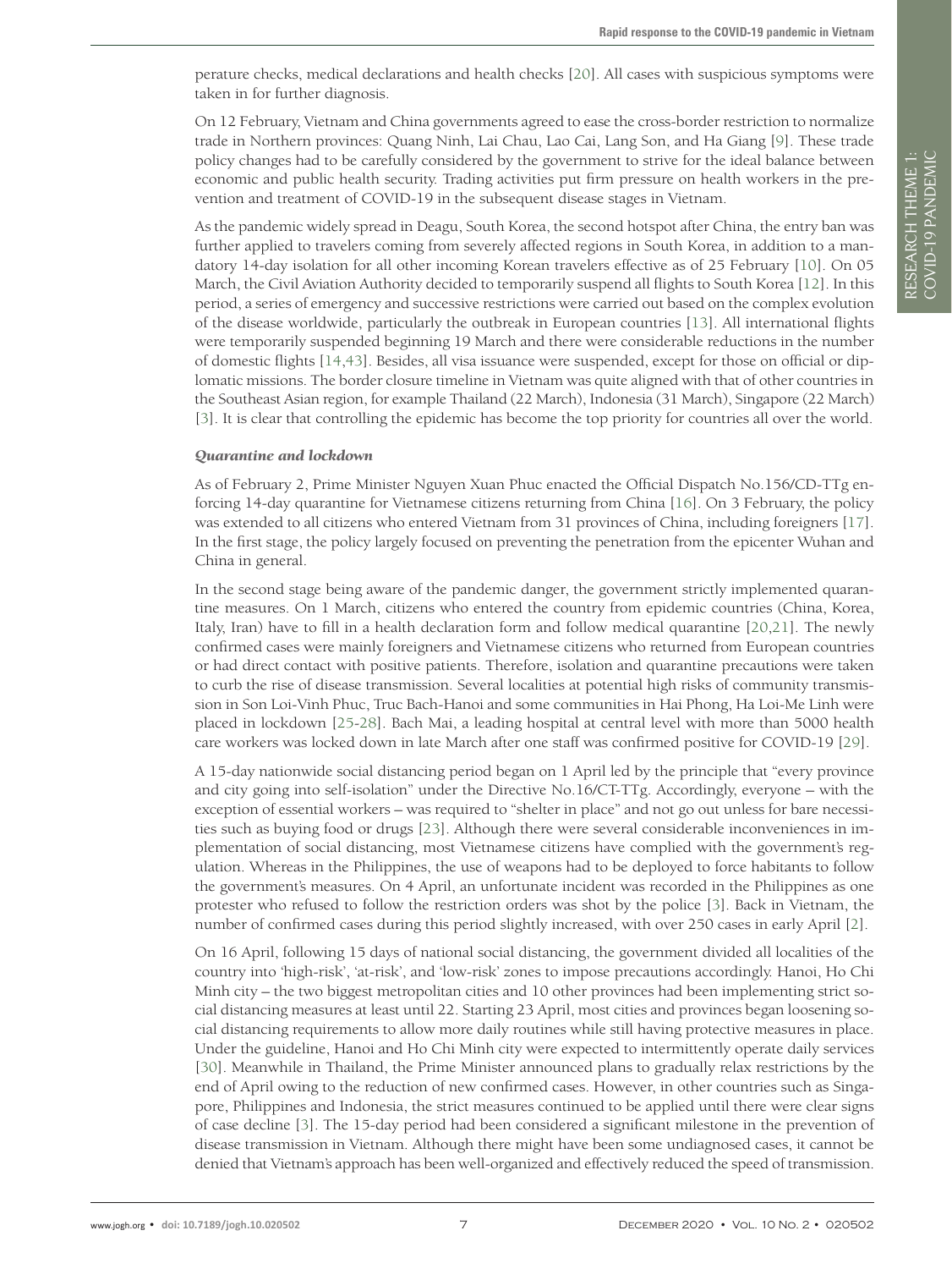perature checks, medical declarations and health checks [20]. All cases with suspicious symptoms were taken in for further diagnosis.

On 12 February, Vietnam and China governments agreed to ease the cross-border restriction to normalize trade in Northern provinces: Quang Ninh, Lai Chau, Lao Cai, Lang Son, and Ha Giang [9]. These trade policy changes had to be carefully considered by the government to strive for the ideal balance between economic and public health security. Trading activities put firm pressure on health workers in the prevention and treatment of COVID-19 in the subsequent disease stages in Vietnam.

As the pandemic widely spread in Deagu, South Korea, the second hotspot after China, the entry ban was further applied to travelers coming from severely affected regions in South Korea, in addition to a mandatory 14-day isolation for all other incoming Korean travelers effective as of 25 February [10]. On 05 March, the Civil Aviation Authority decided to temporarily suspend all flights to South Korea [12]. In this period, a series of emergency and successive restrictions were carried out based on the complex evolution of the disease worldwide, particularly the outbreak in European countries [13]. All international flights were temporarily suspended beginning 19 March and there were considerable reductions in the number of domestic flights [14,43]. Besides, all visa issuance were suspended, except for those on official or diplomatic missions. The border closure timeline in Vietnam was quite aligned with that of other countries in the Southeast Asian region, for example Thailand (22 March), Indonesia (31 March), Singapore (22 March) [3]. It is clear that controlling the epidemic has become the top priority for countries all over the world.

### *Quarantine and lockdown*

As of February 2, Prime Minister Nguyen Xuan Phuc enacted the Official Dispatch No.156/CD-TTg enforcing 14-day quarantine for Vietnamese citizens returning from China [16]. On 3 February, the policy was extended to all citizens who entered Vietnam from 31 provinces of China, including foreigners [17]. In the first stage, the policy largely focused on preventing the penetration from the epicenter Wuhan and China in general.

In the second stage being aware of the pandemic danger, the government strictly implemented quarantine measures. On 1 March, citizens who entered the country from epidemic countries (China, Korea, Italy, Iran) have to fill in a health declaration form and follow medical quarantine [20,21]. The newly confirmed cases were mainly foreigners and Vietnamese citizens who returned from European countries or had direct contact with positive patients. Therefore, isolation and quarantine precautions were taken to curb the rise of disease transmission. Several localities at potential high risks of community transmission in Son Loi-Vinh Phuc, Truc Bach-Hanoi and some communities in Hai Phong, Ha Loi-Me Linh were placed in lockdown [25-28]. Bach Mai, a leading hospital at central level with more than 5000 health care workers was locked down in late March after one staff was confirmed positive for COVID-19 [29].

A 15-day nationwide social distancing period began on 1 April led by the principle that "every province and city going into self-isolation" under the Directive No.16/CT-TTg. Accordingly, everyone – with the exception of essential workers – was required to "shelter in place" and not go out unless for bare necessities such as buying food or drugs [23]. Although there were several considerable inconveniences in implementation of social distancing, most Vietnamese citizens have complied with the government's regulation. Whereas in the Philippines, the use of weapons had to be deployed to force habitants to follow the government's measures. On 4 April, an unfortunate incident was recorded in the Philippines as one protester who refused to follow the restriction orders was shot by the police [3]. Back in Vietnam, the number of confirmed cases during this period slightly increased, with over 250 cases in early April [2].

On 16 April, following 15 days of national social distancing, the government divided all localities of the country into 'high-risk', 'at-risk', and 'low-risk' zones to impose precautions accordingly. Hanoi, Ho Chi Minh city – the two biggest metropolitan cities and 10 other provinces had been implementing strict social distancing measures at least until 22. Starting 23 April, most cities and provinces began loosening social distancing requirements to allow more daily routines while still having protective measures in place. Under the guideline, Hanoi and Ho Chi Minh city were expected to intermittently operate daily services [30]. Meanwhile in Thailand, the Prime Minister announced plans to gradually relax restrictions by the end of April owing to the reduction of new confirmed cases. However, in other countries such as Singapore, Philippines and Indonesia, the strict measures continued to be applied until there were clear signs of case decline [3]. The 15-day period had been considered a significant milestone in the prevention of disease transmission in Vietnam. Although there might have been some undiagnosed cases, it cannot be denied that Vietnam's approach has been well-organized and effectively reduced the speed of transmission.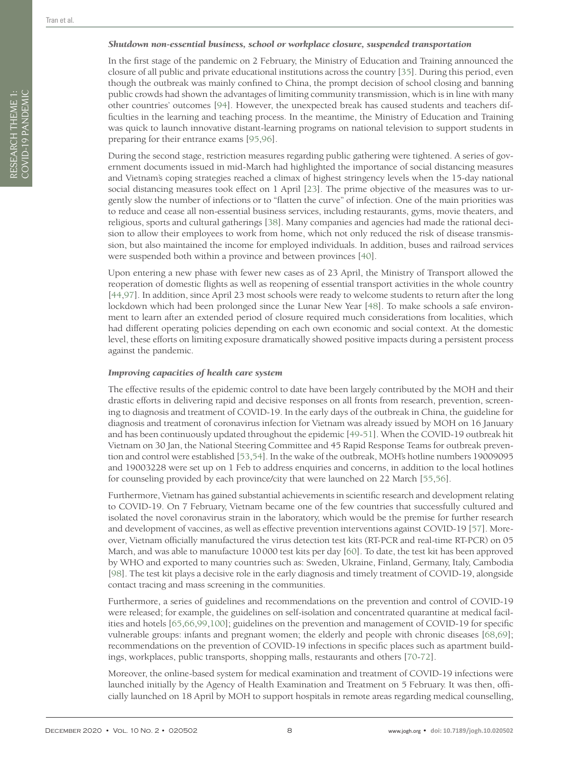### *Shutdown non-essential business, school or workplace closure, suspended transportation*

In the first stage of the pandemic on 2 February, the Ministry of Education and Training announced the closure of all public and private educational institutions across the country [35]. During this period, even though the outbreak was mainly confined to China, the prompt decision of school closing and banning public crowds had shown the advantages of limiting community transmission, which is in line with many other countries' outcomes [94]. However, the unexpected break has caused students and teachers difficulties in the learning and teaching process. In the meantime, the Ministry of Education and Training was quick to launch innovative distant-learning programs on national television to support students in preparing for their entrance exams [95,96].

During the second stage, restriction measures regarding public gathering were tightened. A series of government documents issued in mid-March had highlighted the importance of social distancing measures and Vietnam's coping strategies reached a climax of highest stringency levels when the 15-day national social distancing measures took effect on 1 April [23]. The prime objective of the measures was to urgently slow the number of infections or to "flatten the curve" of infection. One of the main priorities was to reduce and cease all non-essential business services, including restaurants, gyms, movie theaters, and religious, sports and cultural gatherings [38]. Many companies and agencies had made the rational decision to allow their employees to work from home, which not only reduced the risk of disease transmission, but also maintained the income for employed individuals. In addition, buses and railroad services were suspended both within a province and between provinces [40].

Upon entering a new phase with fewer new cases as of 23 April, the Ministry of Transport allowed the reoperation of domestic flights as well as reopening of essential transport activities in the whole country [44,97]. In addition, since April 23 most schools were ready to welcome students to return after the long lockdown which had been prolonged since the Lunar New Year [48]. To make schools a safe environment to learn after an extended period of closure required much considerations from localities, which had different operating policies depending on each own economic and social context. At the domestic level, these efforts on limiting exposure dramatically showed positive impacts during a persistent process against the pandemic.

### *Improving capacities of health care system*

The effective results of the epidemic control to date have been largely contributed by the MOH and their drastic efforts in delivering rapid and decisive responses on all fronts from research, prevention, screening to diagnosis and treatment of COVID-19. In the early days of the outbreak in China, the guideline for diagnosis and treatment of coronavirus infection for Vietnam was already issued by MOH on 16 January and has been continuously updated throughout the epidemic [49-51]. When the COVID-19 outbreak hit Vietnam on 30 Jan, the National Steering Committee and 45 Rapid Response Teams for outbreak prevention and control were established [53,54]. In the wake of the outbreak, MOH's hotline numbers 19009095 and 19003228 were set up on 1 Feb to address enquiries and concerns, in addition to the local hotlines for counseling provided by each province/city that were launched on 22 March [55,56].

Furthermore, Vietnam has gained substantial achievements in scientific research and development relating to COVID-19. On 7 February, Vietnam became one of the few countries that successfully cultured and isolated the novel coronavirus strain in the laboratory, which would be the premise for further research and development of vaccines, as well as effective prevention interventions against COVID-19 [57]. Moreover, Vietnam officially manufactured the virus detection test kits (RT-PCR and real-time RT-PCR) on 05 March, and was able to manufacture 10000 test kits per day [60]. To date, the test kit has been approved by WHO and exported to many countries such as: Sweden, Ukraine, Finland, Germany, Italy, Cambodia [98]. The test kit plays a decisive role in the early diagnosis and timely treatment of COVID-19, alongside contact tracing and mass screening in the communities.

Furthermore, a series of guidelines and recommendations on the prevention and control of COVID-19 were released; for example, the guidelines on self-isolation and concentrated quarantine at medical facilities and hotels [65,66,99,100]; guidelines on the prevention and management of COVID-19 for specific vulnerable groups: infants and pregnant women; the elderly and people with chronic diseases [68,69]; recommendations on the prevention of COVID-19 infections in specific places such as apartment buildings, workplaces, public transports, shopping malls, restaurants and others [70-72].

Moreover, the online-based system for medical examination and treatment of COVID-19 infections were launched initially by the Agency of Health Examination and Treatment on 5 February. It was then, officially launched on 18 April by MOH to support hospitals in remote areas regarding medical counselling,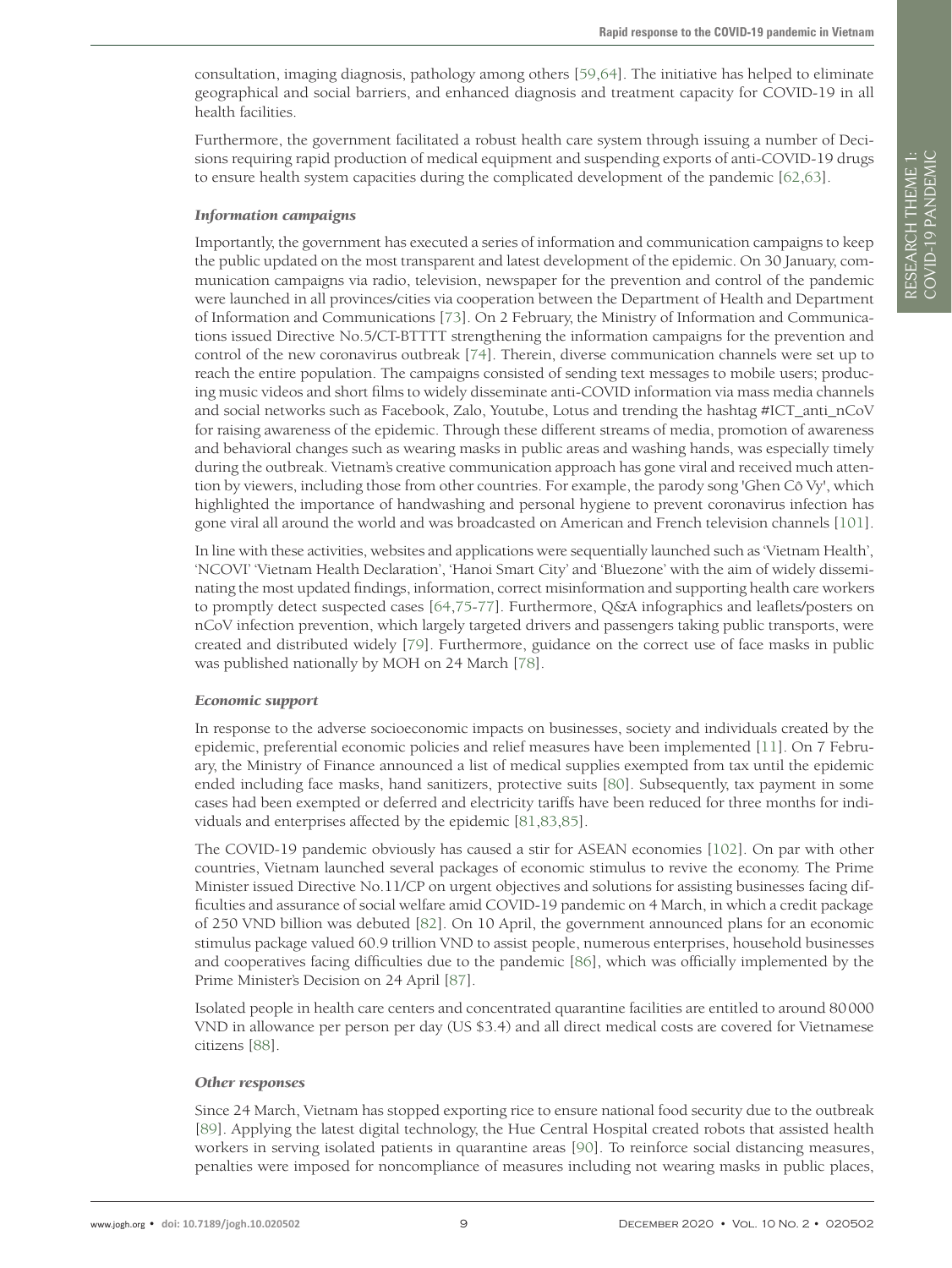consultation, imaging diagnosis, pathology among others [59,64]. The initiative has helped to eliminate geographical and social barriers, and enhanced diagnosis and treatment capacity for COVID-19 in all health facilities.

Furthermore, the government facilitated a robust health care system through issuing a number of Decisions requiring rapid production of medical equipment and suspending exports of anti-COVID-19 drugs to ensure health system capacities during the complicated development of the pandemic [62,63].

### *Information campaigns*

Importantly, the government has executed a series of information and communication campaigns to keep the public updated on the most transparent and latest development of the epidemic. On 30 January, communication campaigns via radio, television, newspaper for the prevention and control of the pandemic were launched in all provinces/cities via cooperation between the Department of Health and Department of Information and Communications [73]. On 2 February, the Ministry of Information and Communications issued Directive No.5/CT-BTTTT strengthening the information campaigns for the prevention and control of the new coronavirus outbreak [74]. Therein, diverse communication channels were set up to reach the entire population. The campaigns consisted of sending text messages to mobile users; producing music videos and short films to widely disseminate anti-COVID information via mass media channels and social networks such as Facebook, Zalo, Youtube, Lotus and trending the hashtag #ICT_anti_nCoV for raising awareness of the epidemic. Through these different streams of media, promotion of awareness and behavioral changes such as wearing masks in public areas and washing hands, was especially timely during the outbreak. Vietnam's creative communication approach has gone viral and received much attention by viewers, including those from other countries. For example, the parody song 'Ghen Cô Vy', which highlighted the importance of handwashing and personal hygiene to prevent coronavirus infection has gone viral all around the world and was broadcasted on American and French television channels [101].

In line with these activities, websites and applications were sequentially launched such as 'Vietnam Health', 'NCOVI' 'Vietnam Health Declaration', 'Hanoi Smart City' and 'Bluezone' with the aim of widely disseminating the most updated findings, information, correct misinformation and supporting health care workers to promptly detect suspected cases [64,75-77]. Furthermore, Q&A infographics and leaflets/posters on nCoV infection prevention, which largely targeted drivers and passengers taking public transports, were created and distributed widely [79]. Furthermore, guidance on the correct use of face masks in public was published nationally by MOH on 24 March [78].

### *Economic support*

In response to the adverse socioeconomic impacts on businesses, society and individuals created by the epidemic, preferential economic policies and relief measures have been implemented [11]. On 7 February, the Ministry of Finance announced a list of medical supplies exempted from tax until the epidemic ended including face masks, hand sanitizers, protective suits [80]. Subsequently, tax payment in some cases had been exempted or deferred and electricity tariffs have been reduced for three months for individuals and enterprises affected by the epidemic [81,83,85].

The COVID-19 pandemic obviously has caused a stir for ASEAN economies [102]. On par with other countries, Vietnam launched several packages of economic stimulus to revive the economy. The Prime Minister issued Directive No.11/CP on urgent objectives and solutions for assisting businesses facing difficulties and assurance of social welfare amid COVID-19 pandemic on 4 March, in which a credit package of 250 VND billion was debuted [82]. On 10 April, the government announced plans for an economic stimulus package valued 60.9 trillion VND to assist people, numerous enterprises, household businesses and cooperatives facing difficulties due to the pandemic [86], which was officially implemented by the Prime Minister's Decision on 24 April [87].

Isolated people in health care centers and concentrated quarantine facilities are entitled to around 80 000 VND in allowance per person per day (US $3.4) and all direct medical costs are covered for Vietnamese citizens [88].

### *Other responses*

Since 24 March, Vietnam has stopped exporting rice to ensure national food security due to the outbreak [89]. Applying the latest digital technology, the Hue Central Hospital created robots that assisted health workers in serving isolated patients in quarantine areas [90]. To reinforce social distancing measures, penalties were imposed for noncompliance of measures including not wearing masks in public places,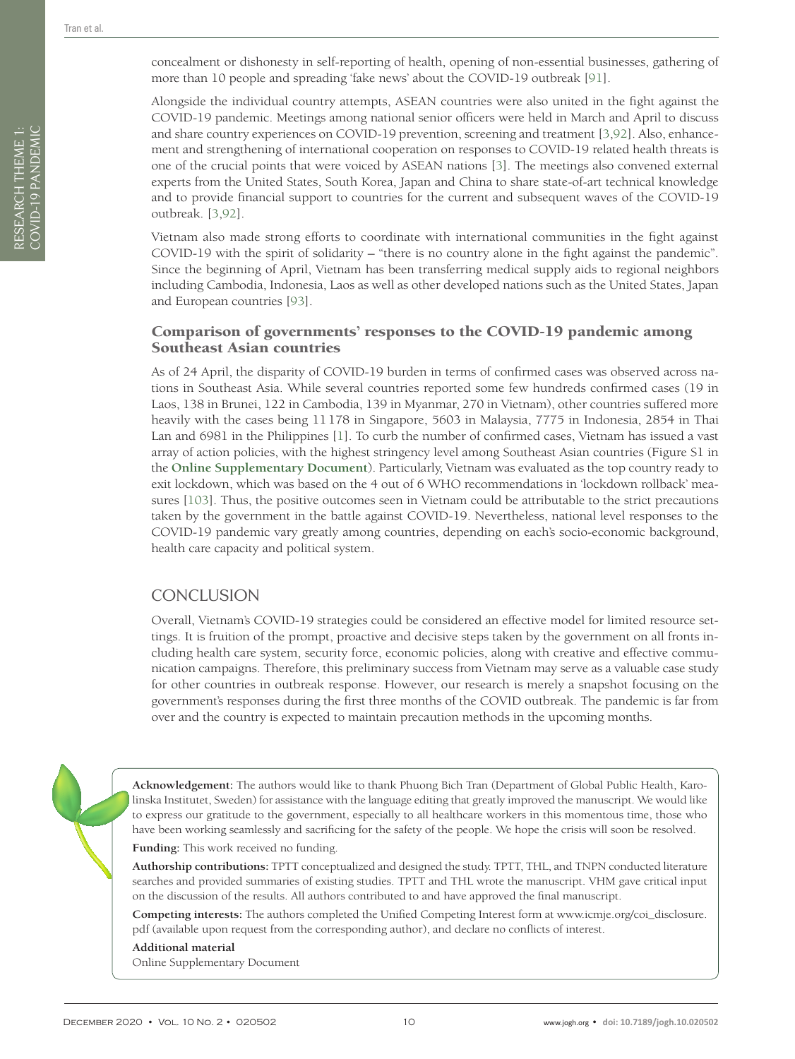concealment or dishonesty in self-reporting of health, opening of non-essential businesses, gathering of more than 10 people and spreading 'fake news' about the COVID-19 outbreak [91].

Alongside the individual country attempts, ASEAN countries were also united in the fight against the COVID-19 pandemic. Meetings among national senior officers were held in March and April to discuss and share country experiences on COVID-19 prevention, screening and treatment [3,92]. Also, enhancement and strengthening of international cooperation on responses to COVID-19 related health threats is one of the crucial points that were voiced by ASEAN nations [3]. The meetings also convened external experts from the United States, South Korea, Japan and China to share state-of-art technical knowledge and to provide financial support to countries for the current and subsequent waves of the COVID-19 outbreak. [3,92].

Vietnam also made strong efforts to coordinate with international communities in the fight against COVID-19 with the spirit of solidarity – "there is no country alone in the fight against the pandemic". Since the beginning of April, Vietnam has been transferring medical supply aids to regional neighbors including Cambodia, Indonesia, Laos as well as other developed nations such as the United States, Japan and European countries [93].

### Comparison of governments' responses to the COVID-19 pandemic among Southeast Asian countries

As of 24 April, the disparity of COVID-19 burden in terms of confirmed cases was observed across nations in Southeast Asia. While several countries reported some few hundreds confirmed cases (19 in Laos, 138 in Brunei, 122 in Cambodia, 139 in Myanmar, 270 in Vietnam), other countries suffered more heavily with the cases being 11 178 in Singapore, 5603 in Malaysia, 7775 in Indonesia, 2854 in Thai Lan and 6981 in the Philippines [1]. To curb the number of confirmed cases, Vietnam has issued a vast array of action policies, with the highest stringency level among Southeast Asian countries (Figure S1 in the **Online Supplementary Document**). Particularly, Vietnam was evaluated as the top country ready to exit lockdown, which was based on the 4 out of 6 WHO recommendations in 'lockdown rollback' measures [103]. Thus, the positive outcomes seen in Vietnam could be attributable to the strict precautions taken by the government in the battle against COVID-19. Nevertheless, national level responses to the COVID-19 pandemic vary greatly among countries, depending on each's socio-economic background, health care capacity and political system.

## CONCLUSION

Overall, Vietnam's COVID-19 strategies could be considered an effective model for limited resource settings. It is fruition of the prompt, proactive and decisive steps taken by the government on all fronts including health care system, security force, economic policies, along with creative and effective communication campaigns. Therefore, this preliminary success from Vietnam may serve as a valuable case study for other countries in outbreak response. However, our research is merely a snapshot focusing on the government's responses during the first three months of the COVID outbreak. The pandemic is far from over and the country is expected to maintain precaution methods in the upcoming months.

**Acknowledgement:** The authors would like to thank Phuong Bich Tran (Department of Global Public Health, Karolinska Institutet, Sweden) for assistance with the language editing that greatly improved the manuscript. We would like to express our gratitude to the government, especially to all healthcare workers in this momentous time, those who have been working seamlessly and sacrificing for the safety of the people. We hope the crisis will soon be resolved.

**Funding:** This work received no funding.

**Authorship contributions:** TPTT conceptualized and designed the study. TPTT, THL, and TNPN conducted literature searches and provided summaries of existing studies. TPTT and THL wrote the manuscript. VHM gave critical input on the discussion of the results. All authors contributed to and have approved the final manuscript.

**Competing interests:** The authors completed the Unified Competing Interest form at www.icmje.org/coi_disclosure.pdf (available upon request from the corresponding author), and declare no conflicts of interest.

**Additional material**

Online Supplementary Document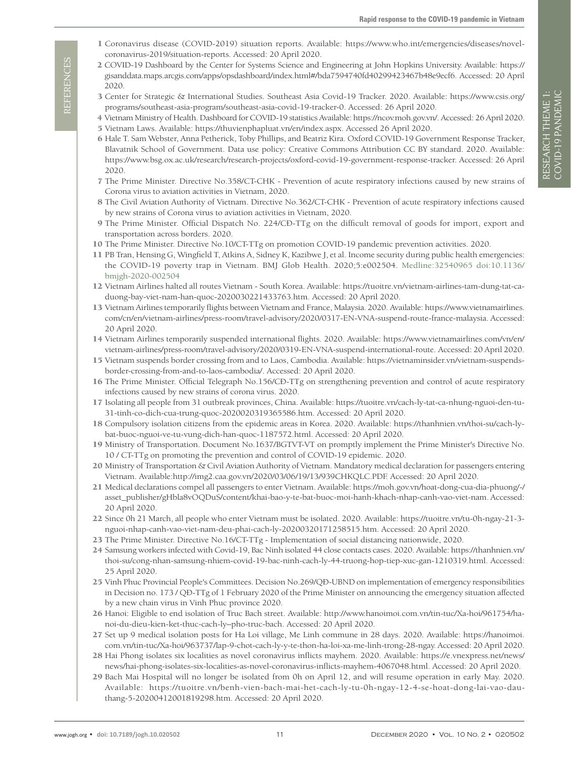## REFERENCES

1. Coronavirus disease (COVID-2019) situation reports. Available: https://www.who.int/emergencies/diseases/novel-coronavirus-2019/situation-reports. Accessed: 20 April 2020.
2. COVID-19 Dashboard by the Center for Systems Science and Engineering at John Hopkins University. Available: https://gisanddata.maps.arcgis.com/apps/opsdashboard/index.html#/bda7594740fd40299423467b48e9ecf6. Accessed: 20 April 2020.
3. Center for Strategic & International Studies. Southeast Asia Covid-19 Tracker. 2020. Available: https://www.csis.org/programs/southeast-asia-program/southeast-asia-covid-19-tracker-0. Accessed: 26 April 2020.
4. Vietnam Ministry of Health. Dashboard for COVID-19 statistics Available: https://ncov.moh.gov.vn/. Accessed: 26 April 2020.
5. Vietnam Laws. Available: https://thuvienphapluat.vn/en/index.aspx. Accessed 26 April 2020.
6. Hale T. Sam Webster, Anna Petherick, Toby Phillips, and Beatriz Kira. Oxford COVID-19 Government Response Tracker, Blavatnik School of Government. Data use policy: Creative Commons Attribution CC BY standard. 2020. Available: https://www.bsg.ox.ac.uk/research/research-projects/oxford-covid-19-government-response-tracker. Accessed: 26 April 2020.
7. The Prime Minister. Directive No.358/CT-CHK - Prevention of acute respiratory infections caused by new strains of Corona virus to aviation activities in Vietnam, 2020.
8. The Civil Aviation Authority of Vietnam. Directive No.362/CT-CHK - Prevention of acute respiratory infections caused by new strains of Corona virus to aviation activities in Vietnam, 2020.
9. The Prime Minister. Official Dispatch No. 224/CĐ-TTg on the difficult removal of goods for import, export and transportation across borders. 2020.
10. The Prime Minister. Directive No.10/CT-TTg on promotion COVID-19 pandemic prevention activities. 2020.
11. PB Tran, Hensing G, Wingfield T, Atkins A, Sidney K, Kazibwe J, et al. Income security during public health emergencies: the COVID-19 poverty trap in Vietnam. BMJ Glob Health. 2020;5:e002504. Medline:32540965 doi:10.1136/bmjgh-2020-002504
12. Vietnam Airlines halted all routes Vietnam - South Korea. Available: https://tuoitre.vn/vietnam-airlines-tam-dung-tat-ca-duong-bay-viet-nam-han-quoc-20200302214337​63.htm. Accessed: 20 April 2020.
13. Vietnam Airlines temporarily flights between Vietnam and France, Malaysia. 2020. Available: https://www.vietnamairlines.com/cn/en/vietnam-airlines/press-room/travel-advisory/2020/0317-EN-VNA-suspend-route-france-malaysia. Accessed: 20 April 2020.
14. Vietnam Airlines temporarily suspended international flights. 2020. Available: https://www.vietnamairlines.com/vn/en/vietnam-airlines/press-room/travel-advisory/2020/0319-EN-VNA-suspend-international-route. Accessed: 20 April 2020.
15. Vietnam suspends border crossing from and to Laos, Cambodia. Available: https://vietnaminsider.vn/vietnam-suspends-border-crossing-from-and-to-laos-cambodia/. Accessed: 20 April 2020.
16. The Prime Minister. Official Telegraph No.156/CĐ-TTg on strengthening prevention and control of acute respiratory infections caused by new strains of corona virus. 2020.
17. Isolating all people from 31 outbreak provinces, China. Available: https://tuoitre.vn/cach-ly-tat-ca-nhung-nguoi-den-tu-31-tinh-co-dich-cua-trung-quoc-20200203193655​86.htm. Accessed: 20 April 2020.
18. Compulsory isolation citizens from the epidemic areas in Korea. 2020. Available: https://thanhnien.vn/thoi-su/cach-ly-bat-buoc-nguoi-ve-tu-vung-dich-han-quoc-1187572.html. Accessed: 20 April 2020.
19. Ministry of Transportation. Document No.1637/BGTVT-VT on promptly implement the Prime Minister's Directive No. 10 / CT-TTg on promoting the prevention and control of COVID-19 epidemic. 2020.
20. Ministry of Transportation & Civil Aviation Authority of Vietnam. Mandatory medical declaration for passengers entering Vietnam. Available:http://img2.caa.gov.vn/2020/03/06/19/13/939CHKQLC.PDF. Accessed: 20 April 2020.
21. Medical declarations compel all passengers to enter Vietnam. Available: https://moh.gov.vn/hoat-dong-cua-dia-phuong/-/asset_publisher/gHbla8vOQDuS/content/khai-bao-y-te-bat-buoc-moi-hanh-khach-nhap-canh-vao-viet-nam. Accessed: 20 April 2020.
22. Since 0h 21 March, all people who enter Vietnam must be isolated. 2020. Available: https://tuoitre.vn/tu-0h-ngay-21-3-nguoi-nhap-canh-vao-viet-nam-deu-phai-cach-ly-20200320171258515.htm. Accessed: 20 April 2020.
23. The Prime Minister. Directive No.16/CT-TTg - Implementation of social distancing nationwide, 2020.
24. Samsung workers infected with Covid-19, Bac Ninh isolated 44 close contacts cases. 2020. Available: https://thanhnien.vn/thoi-su/cong-nhan-samsung-nhiem-covid-19-bac-ninh-cach-ly-44-truong-hop-tiep-xuc-gan-1210319.html. Accessed: 25 April 2020.
25. Vinh Phuc Provincial People's Committees. Decision No.269/QĐ-UBND on implementation of emergency responsibilities in Decision no. 173 / QĐ-TTg of 1 February 2020 of the Prime Minister on announcing the emergency situation affected by a new chain virus in Vinh Phuc province 2020.
26. Hanoi: Eligible to end isolation of Truc Bach street. Available: http://www.hanoimoi.com.vn/tin-tuc/Xa-hoi/961754/ha-noi-du-dieu-kien-ket-thuc-cach-ly–pho-truc-bach. Accessed: 20 April 2020.
27. Set up 9 medical isolation posts for Ha Loi village, Me Linh commune in 28 days. 2020. Available: https://hanoimoi.com.vn/tin-tuc/Xa-hoi/963737/lap-9-chot-cach-ly-y-te-thon-ha-loi-xa-me-linh-trong-28-ngay. Accessed: 20 April 2020.
28. Hai Phong isolates six localities as novel coronavirus inflicts mayhem. 2020. Available: https://e.vnexpress.net/news/news/hai-phong-isolates-six-localities-as-novel-coronavirus-inflicts-mayhem-4067048.html. Accessed: 20 April 2020.
29. Bach Mai Hospital will no longer be isolated from 0h on April 12, and will resume operation in early May. 2020. Available: https://tuoitre.vn/benh-vien-bach-mai-het-cach-ly-tu-0h-ngay-12-4-se-hoat-dong-lai-vao-dau-thang-5-20200412001819298.htm. Accessed: 20 April 2020.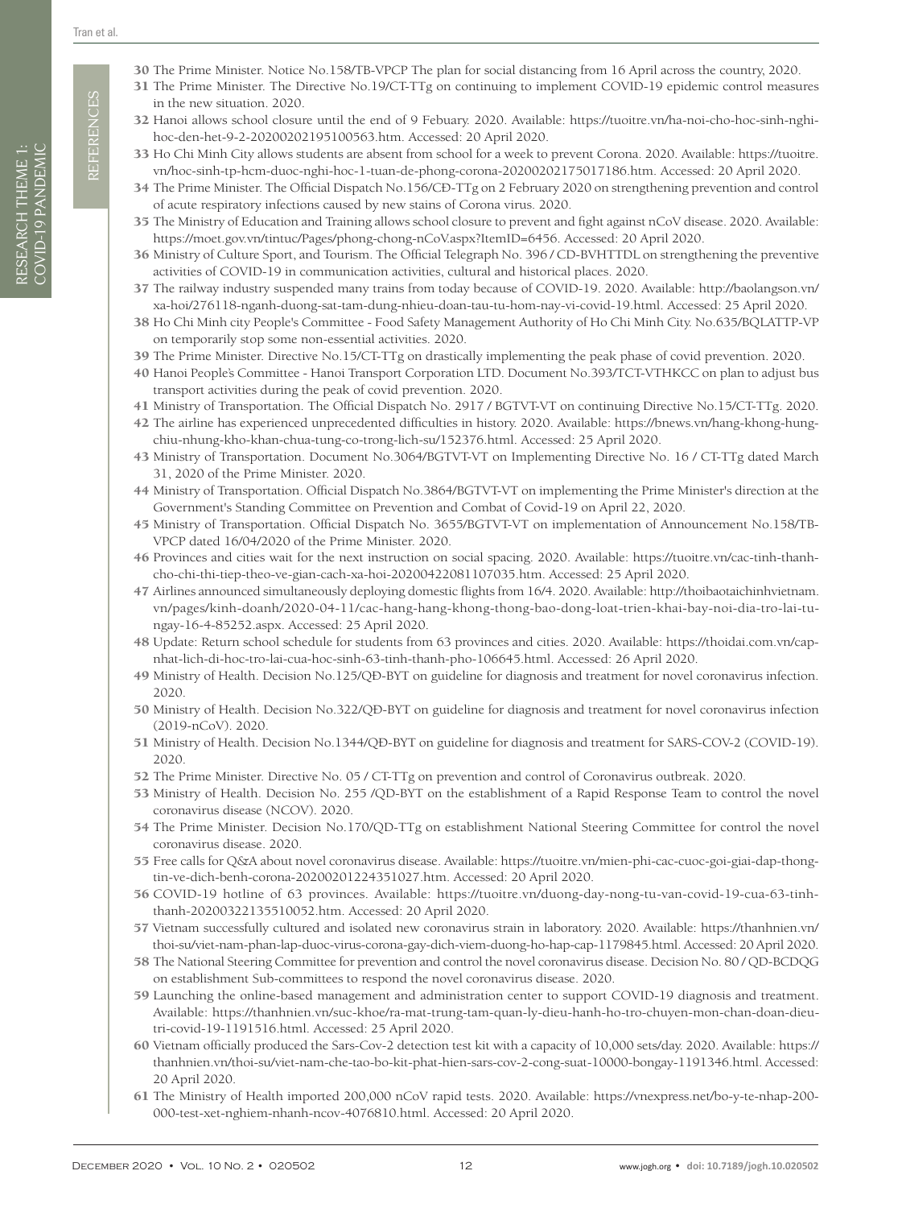30 The Prime Minister. Notice No.158/TB-VPCP The plan for social distancing from 16 April across the country, 2020.

31 The Prime Minister. The Directive No.19/CT-TTg on continuing to implement COVID-19 epidemic control measures in the new situation. 2020.

32 Hanoi allows school closure until the end of 9 Febuary. 2020. Available: https://tuoitre.vn/ha-noi-cho-hoc-sinh-nghi-hoc-den-het-9-2-20200202195100563.htm. Accessed: 20 April 2020.

33 Ho Chi Minh City allows students are absent from school for a week to prevent Corona. 2020. Available: https://tuoitre.vn/hoc-sinh-tp-hcm-duoc-nghi-hoc-1-tuan-de-phong-corona-20200202175017186.htm. Accessed: 20 April 2020.

34 The Prime Minister. The Official Dispatch No.156/CĐ-TTg on 2 February 2020 on strengthening prevention and control of acute respiratory infections caused by new stains of Corona virus. 2020.

35 The Ministry of Education and Training allows school closure to prevent and fight against nCoV disease. 2020. Available: https://moet.gov.vn/tintuc/Pages/phong-chong-nCoV.aspx?ItemID=6456. Accessed: 20 April 2020.

36 Ministry of Culture Sport, and Tourism. The Official Telegraph No. 396 / CD-BVHTTDL on strengthening the preventive activities of COVID-19 in communication activities, cultural and historical places. 2020.

37 The railway industry suspended many trains from today because of COVID-19. 2020. Available: http://baolangson.vn/xa-hoi/276118-nganh-duong-sat-tam-dung-nhieu-doan-tau-tu-hom-nay-vi-covid-19.html. Accessed: 25 April 2020.

38 Ho Chi Minh city People's Committee - Food Safety Management Authority of Ho Chi Minh City. No.635/BQLATTP-VP on temporarily stop some non-essential activities. 2020.

39 The Prime Minister. Directive No.15/CT-TTg on drastically implementing the peak phase of covid prevention. 2020.

40 Hanoi People's Committee - Hanoi Transport Corporation LTD. Document No.393/TCT-VTHKCC on plan to adjust bus transport activities during the peak of covid prevention. 2020.

41 Ministry of Transportation. The Official Dispatch No. 2917 / BGTVT-VT on continuing Directive No.15/CT-TTg. 2020.

42 The airline has experienced unprecedented difficulties in history. 2020. Available: https://bnews.vn/hang-khong-hung-chiu-nhung-kho-khan-chua-tung-co-trong-lich-su/152376.html. Accessed: 25 April 2020.

43 Ministry of Transportation. Document No.3064/BGTVT-VT on Implementing Directive No. 16 / CT-TTg dated March 31, 2020 of the Prime Minister. 2020.

44 Ministry of Transportation. Official Dispatch No.3864/BGTVT-VT on implementing the Prime Minister's direction at the Government's Standing Committee on Prevention and Combat of Covid-19 on April 22, 2020.

45 Ministry of Transportation. Official Dispatch No. 3655/BGTVT-VT on implementation of Announcement No.158/TB-VPCP dated 16/04/2020 of the Prime Minister. 2020.

46 Provinces and cities wait for the next instruction on social spacing. 2020. Available: https://tuoitre.vn/cac-tinh-thanh-cho-chi-thi-tiep-theo-ve-gian-cach-xa-hoi-20200422081107035.htm. Accessed: 25 April 2020.

47 Airlines announced simultaneously deploying domestic flights from 16/4. 2020. Available: http://thoibaotaichinhvietnam.vn/pages/kinh-doanh/2020-04-11/cac-hang-hang-khong-thong-bao-dong-loat-trien-khai-bay-noi-dia-tro-lai-tu-ngay-16-4-85252.aspx. Accessed: 25 April 2020.

48 Update: Return school schedule for students from 63 provinces and cities. 2020. Available: https://thoidai.com.vn/cap-nhat-lich-di-hoc-tro-lai-cua-hoc-sinh-63-tinh-thanh-pho-106645.html. Accessed: 26 April 2020.

49 Ministry of Health. Decision No.125/QĐ-BYT on guideline for diagnosis and treatment for novel coronavirus infection. 2020.

50 Ministry of Health. Decision No.322/QĐ-BYT on guideline for diagnosis and treatment for novel coronavirus infection (2019-nCoV). 2020.

51 Ministry of Health. Decision No.1344/QĐ-BYT on guideline for diagnosis and treatment for SARS-COV-2 (COVID-19). 2020.

52 The Prime Minister. Directive No. 05 / CT-TTg on prevention and control of Coronavirus outbreak. 2020.

53 Ministry of Health. Decision No. 255 /QD-BYT on the establishment of a Rapid Response Team to control the novel coronavirus disease (NCOV). 2020.

54 The Prime Minister. Decision No.170/QD-TTg on establishment National Steering Committee for control the novel coronavirus disease. 2020.

55 Free calls for Q&A about novel coronavirus disease. Available: https://tuoitre.vn/mien-phi-cac-cuoc-goi-giai-dap-thong-tin-ve-dich-benh-corona-20200201224351027.htm. Accessed: 20 April 2020.

56 COVID-19 hotline of 63 provinces. Available: https://tuoitre.vn/duong-day-nong-tu-van-covid-19-cua-63-tinh-thanh-20200322135510052.htm. Accessed: 20 April 2020.

57 Vietnam successfully cultured and isolated new coronavirus strain in laboratory. 2020. Available: https://thanhnien.vn/thoi-su/viet-nam-phan-lap-duoc-virus-corona-gay-dich-viem-duong-ho-hap-cap-1179845.html. Accessed: 20 April 2020.

58 The National Steering Committee for prevention and control the novel coronavirus disease. Decision No. 80 / QD-BCDQG on establishment Sub-committees to respond the novel coronavirus disease. 2020.

59 Launching the online-based management and administration center to support COVID-19 diagnosis and treatment. Available: https://thanhnien.vn/suc-khoe/ra-mat-trung-tam-quan-ly-dieu-hanh-ho-tro-chuyen-mon-chan-doan-dieu-tri-covid-19-1191516.html. Accessed: 25 April 2020.

60 Vietnam officially produced the Sars-Cov-2 detection test kit with a capacity of 10,000 sets/day. 2020. Available: https://thanhnien.vn/thoi-su/viet-nam-che-tao-bo-kit-phat-hien-sars-cov-2-cong-suat-10000-bongay-1191346.html. Accessed: 20 April 2020.

61 The Ministry of Health imported 200,000 nCoV rapid tests. 2020. Available: https://vnexpress.net/bo-y-te-nhap-200-000-test-xet-nghiem-nhanh-ncov-4076810.html. Accessed: 20 April 2020.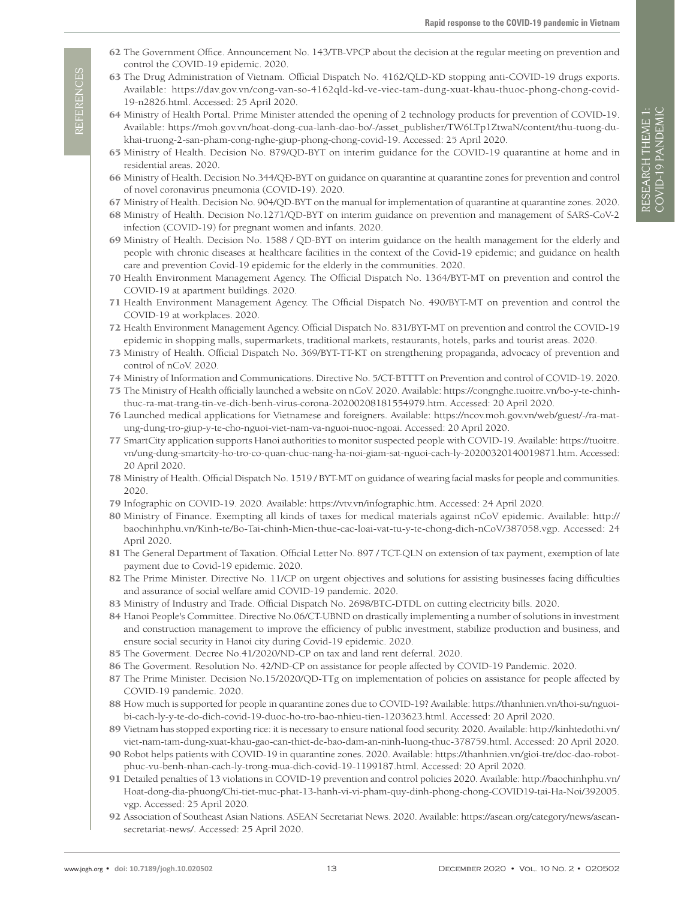62 The Government Office. Announcement No. 143/TB-VPCP about the decision at the regular meeting on prevention and control the COVID-19 epidemic. 2020.

63 The Drug Administration of Vietnam. Official Dispatch No. 4162/QLD-KD stopping anti-COVID-19 drugs exports. Available: https://dav.gov.vn/cong-van-so-4162qld-kd-ve-viec-tam-dung-xuat-khau-thuoc-phong-chong-covid-19-n2826.html. Accessed: 25 April 2020.

64 Ministry of Health Portal. Prime Minister attended the opening of 2 technology products for prevention of COVID-19. Available: https://moh.gov.vn/hoat-dong-cua-lanh-dao-bo/-/asset_publisher/TW6LTp1ZtwaN/content/thu-tuong-du-khai-truong-2-san-pham-cong-nghe-giup-phong-chong-covid-19. Accessed: 25 April 2020.

65 Ministry of Health. Decision No. 879/QD-BYT on interim guidance for the COVID-19 quarantine at home and in residential areas. 2020.

66 Ministry of Health. Decision No.344/QĐ-BYT on guidance on quarantine at quarantine zones for prevention and control of novel coronavirus pneumonia (COVID-19). 2020.

67 Ministry of Health. Decision No. 904/QD-BYT on the manual for implementation of quarantine at quarantine zones. 2020.

68 Ministry of Health. Decision No.1271/QD-BYT on interim guidance on prevention and management of SARS-CoV-2 infection (COVID-19) for pregnant women and infants. 2020.

69 Ministry of Health. Decision No. 1588 / QD-BYT on interim guidance on the health management for the elderly and people with chronic diseases at healthcare facilities in the context of the Covid-19 epidemic; and guidance on health care and prevention Covid-19 epidemic for the elderly in the communities. 2020.

70 Health Environment Management Agency. The Official Dispatch No. 1364/BYT-MT on prevention and control the COVID-19 at apartment buildings. 2020.

71 Health Environment Management Agency. The Official Dispatch No. 490/BYT-MT on prevention and control the COVID-19 at workplaces. 2020.

72 Health Environment Management Agency. Official Dispatch No. 831/BYT-MT on prevention and control the COVID-19 epidemic in shopping malls, supermarkets, traditional markets, restaurants, hotels, parks and tourist areas. 2020.

73 Ministry of Health. Official Dispatch No. 369/BYT-TT-KT on strengthening propaganda, advocacy of prevention and control of nCoV. 2020.

74 Ministry of Information and Communications. Directive No. 5/CT-BTTTT on Prevention and control of COVID-19. 2020.

75 The Ministry of Health officially launched a website on nCoV. 2020. Available: https://congnghe.tuoitre.vn/bo-y-te-chinh-thuc-ra-mat-trang-tin-ve-dich-benh-virus-corona-20200208181554979.htm. Accessed: 20 April 2020.

76 Launched medical applications for Vietnamese and foreigners. Available: https://ncov.moh.gov.vn/web/guest/-/ra-mat-ung-dung-tro-giup-y-te-cho-nguoi-viet-nam-va-nguoi-nuoc-ngoai. Accessed: 20 April 2020.

77 SmartCity application supports Hanoi authorities to monitor suspected people with COVID-19. Available: https://tuoitre.vn/ung-dung-smartcity-ho-tro-co-quan-chuc-nang-ha-noi-giam-sat-nguoi-cach-ly-20200320140019871.htm. Accessed: 20 April 2020.

78 Ministry of Health. Official Dispatch No. 1519 / BYT-MT on guidance of wearing facial masks for people and communities. 2020.

79 Infographic on COVID-19. 2020. Available: https://vtv.vn/infographic.htm. Accessed: 24 April 2020.

80 Ministry of Finance. Exempting all kinds of taxes for medical materials against nCoV epidemic. Available: http://baochinhphu.vn/Kinh-te/Bo-Tai-chinh-Mien-thue-cac-loai-vat-tu-y-te-chong-dich-nCoV/387058.vgp. Accessed: 24 April 2020.

81 The General Department of Taxation. Official Letter No. 897 / TCT-QLN on extension of tax payment, exemption of late payment due to Covid-19 epidemic. 2020.

82 The Prime Minister. Directive No. 11/CP on urgent objectives and solutions for assisting businesses facing difficulties and assurance of social welfare amid COVID-19 pandemic. 2020.

83 Ministry of Industry and Trade. Official Dispatch No. 2698/BTC-DTDL on cutting electricity bills. 2020.

84 Hanoi People's Committee. Directive No.06/CT-UBND on drastically implementing a number of solutions in investment and construction management to improve the efficiency of public investment, stabilize production and business, and ensure social security in Hanoi city during Covid-19 epidemic. 2020.

85 The Goverment. Decree No.41/2020/ND-CP on tax and land rent deferral. 2020.

86 The Goverment. Resolution No. 42/ND-CP on assistance for people affected by COVID-19 Pandemic. 2020.

87 The Prime Minister. Decision No.15/2020/QD-TTg on implementation of policies on assistance for people affected by COVID-19 pandemic. 2020.

88 How much is supported for people in quarantine zones due to COVID-19? Available: https://thanhnien.vn/thoi-su/nguoi-bi-cach-ly-y-te-do-dich-covid-19-duoc-ho-tro-bao-nhieu-tien-1203623.html. Accessed: 20 April 2020.

89 Vietnam has stopped exporting rice: it is necessary to ensure national food security. 2020. Available: http://kinhtedothi.vn/viet-nam-tam-dung-xuat-khau-gao-can-thiet-de-bao-dam-an-ninh-luong-thuc-378759.html. Accessed: 20 April 2020.

90 Robot helps patients with COVID-19 in quarantine zones. 2020. Available: https://thanhnien.vn/gioi-tre/doc-dao-robot-phuc-vu-benh-nhan-cach-ly-trong-mua-dich-covid-19-1199187.html. Accessed: 20 April 2020.

91 Detailed penalties of 13 violations in COVID-19 prevention and control policies 2020. Available: http://baochinhphu.vn/Hoat-dong-dia-phuong/Chi-tiet-muc-phat-13-hanh-vi-vi-pham-quy-dinh-phong-chong-COVID19-tai-Ha-Noi/392005.vgp. Accessed: 25 April 2020.

92 Association of Southeast Asian Nations. ASEAN Secretariat News. 2020. Available: https://asean.org/category/news/asean-secretariat-news/. Accessed: 25 April 2020.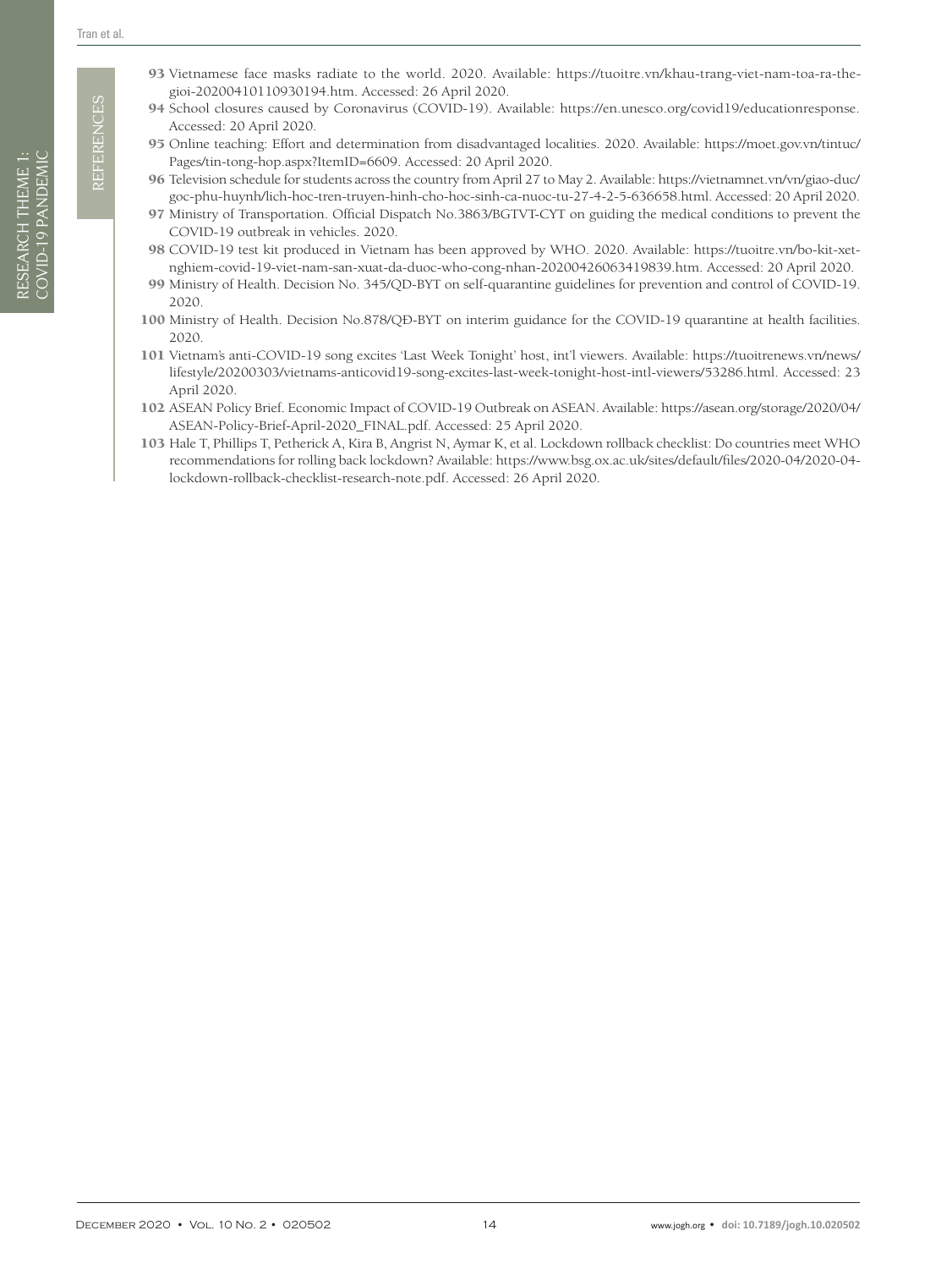93 Vietnamese face masks radiate to the world. 2020. Available: https://tuoitre.vn/khau-trang-viet-nam-toa-ra-the-gioi-20200410110930194.htm. Accessed: 26 April 2020.

94 School closures caused by Coronavirus (COVID-19). Available: https://en.unesco.org/covid19/educationresponse. Accessed: 20 April 2020.

95 Online teaching: Effort and determination from disadvantaged localities. 2020. Available: https://moet.gov.vn/tintuc/Pages/tin-tong-hop.aspx?ItemID=6609. Accessed: 20 April 2020.

96 Television schedule for students across the country from April 27 to May 2. Available: https://vietnamnet.vn/vn/giao-duc/goc-phu-huynh/lich-hoc-tren-truyen-hinh-cho-hoc-sinh-ca-nuoc-tu-27-4-2-5-636658.html. Accessed: 20 April 2020.

97 Ministry of Transportation. Official Dispatch No.3863/BGTVT-CYT on guiding the medical conditions to prevent the COVID-19 outbreak in vehicles. 2020.

98 COVID-19 test kit produced in Vietnam has been approved by WHO. 2020. Available: https://tuoitre.vn/bo-kit-xet-nghiem-covid-19-viet-nam-san-xuat-da-duoc-who-cong-nhan-20200426063419839.htm. Accessed: 20 April 2020.

99 Ministry of Health. Decision No. 345/QD-BYT on self-quarantine guidelines for prevention and control of COVID-19. 2020.

100 Ministry of Health. Decision No.878/QĐ-BYT on interim guidance for the COVID-19 quarantine at health facilities. 2020.

101 Vietnam's anti-COVID-19 song excites 'Last Week Tonight' host, int'l viewers. Available: https://tuoitrenews.vn/news/lifestyle/20200303/vietnams-anticovid19-song-excites-last-week-tonight-host-intl-viewers/53286.html. Accessed: 23 April 2020.

102 ASEAN Policy Brief. Economic Impact of COVID-19 Outbreak on ASEAN. Available: https://asean.org/storage/2020/04/ASEAN-Policy-Brief-April-2020_FINAL.pdf. Accessed: 25 April 2020.

103 Hale T, Phillips T, Petherick A, Kira B, Angrist N, Aymar K, et al. Lockdown rollback checklist: Do countries meet WHO recommendations for rolling back lockdown? Available: https://www.bsg.ox.ac.uk/sites/default/files/2020-04/2020-04-lockdown-rollback-checklist-research-note.pdf. Accessed: 26 April 2020.